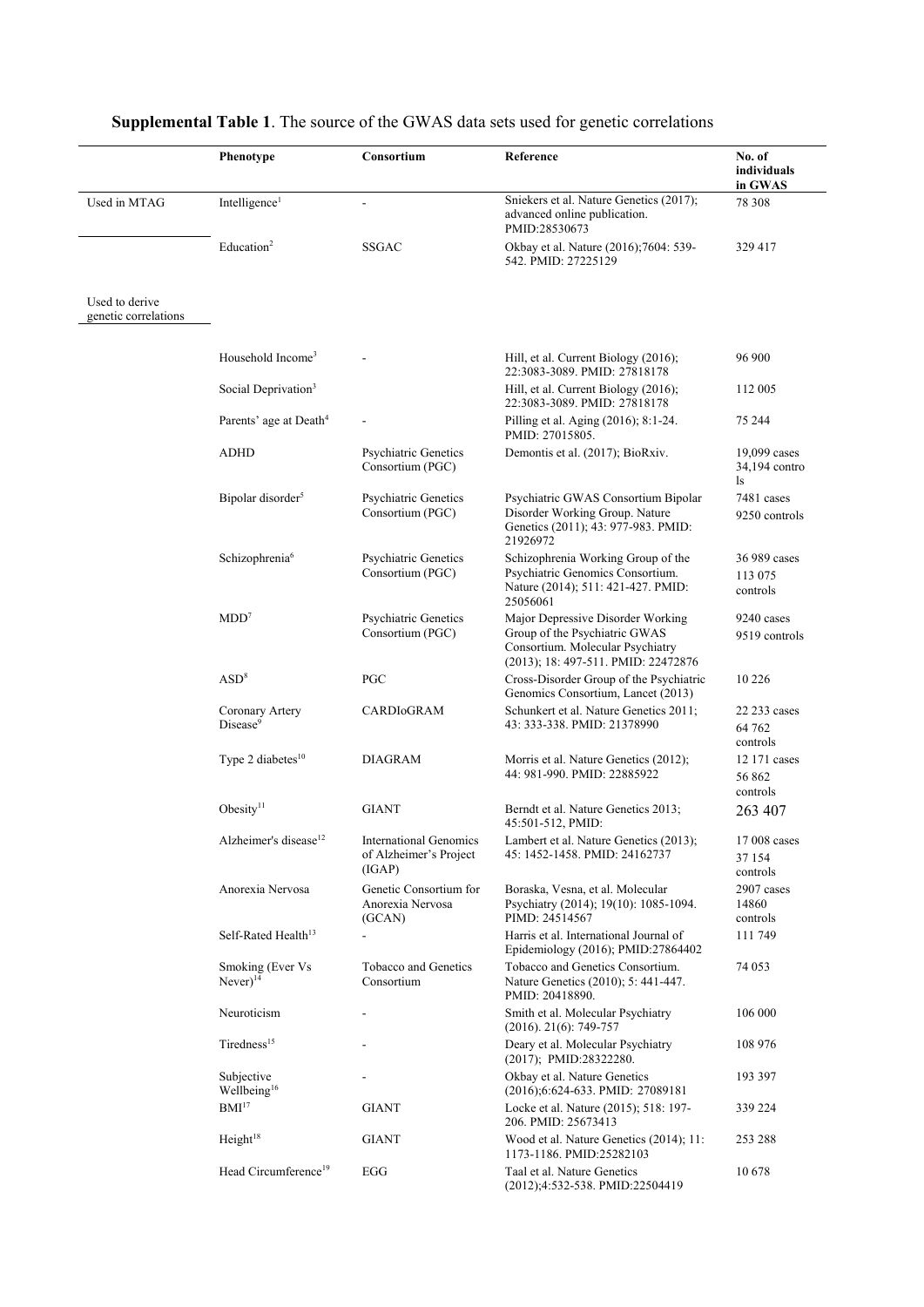**Supplemental Table 1**. The source of the GWAS data sets used for genetic correlations

| | Phenotype | Consortium | Reference | No. of individuals in GWAS |
|---|---|---|---|---|
| Used in MTAG | Intelligence[1] | - | Sniekers et al. Nature Genetics (2017); advanced online publication. PMID:28530673 | 78 308 |
| | Education[2] | SSGAC | Okbay et al. Nature (2016);7604: 539-542. PMID: 27225129 | 329 417 |
| Used to derive genetic correlations | | | | |
| | Household Income[3] | - | Hill, et al. Current Biology (2016); 22:3083-3089. PMID: 27818178 | 96 900 |
| | Social Deprivation[3] | | Hill, et al. Current Biology (2016); 22:3083-3089. PMID: 27818178 | 112 005 |
| | Parents' age at Death[4] | - | Pilling et al. Aging (2016); 8:1-24. PMID: 27015805. | 75 244 |
| | ADHD | Psychiatric Genetics Consortium (PGC) | Demontis et al. (2017); BioRxiv. | 19,099 cases 34,194 controls |
| | Bipolar disorder[5] | Psychiatric Genetics Consortium (PGC) | Psychiatric GWAS Consortium Bipolar Disorder Working Group. Nature Genetics (2011); 43: 977-983. PMID: 21926972 | 7481 cases 9250 controls |
| | Schizophrenia[6] | Psychiatric Genetics Consortium (PGC) | Schizophrenia Working Group of the Psychiatric Genomics Consortium. Nature (2014); 511: 421-427. PMID: 25056061 | 36 989 cases 113 075 controls |
| | MDD[7] | Psychiatric Genetics Consortium (PGC) | Major Depressive Disorder Working Group of the Psychiatric GWAS Consortium. Molecular Psychiatry (2013); 18: 497-511. PMID: 22472876 | 9240 cases 9519 controls |
| | ASD[8] | PGC | Cross-Disorder Group of the Psychiatric Genomics Consortium, Lancet (2013) | 10 226 |
| | Coronary Artery Disease[9] | CARDIoGRAM | Schunkert et al. Nature Genetics 2011; 43: 333-338. PMID: 21378990 | 22 233 cases 64 762 controls |
| | Type 2 diabetes[10] | DIAGRAM | Morris et al. Nature Genetics (2012); 44: 981-990. PMID: 22885922 | 12 171 cases 56 862 controls |
| | Obesity[11] | GIANT | Berndt et al. Nature Genetics 2013; 45:501-512, PMID: | 263 407 |
| | Alzheimer's disease[12] | International Genomics of Alzheimer's Project (IGAP) | Lambert et al. Nature Genetics (2013); 45: 1452-1458. PMID: 24162737 | 17 008 cases 37 154 controls |
| | Anorexia Nervosa | Genetic Consortium for Anorexia Nervosa (GCAN) | Boraska, Vesna, et al. Molecular Psychiatry (2014); 19(10): 1085-1094. PIMD: 24514567 | 2907 cases 14860 controls |
| | Self-Rated Health[13] | - | Harris et al. International Journal of Epidemiology (2016); PMID:27864402 | 111 749 |
| | Smoking (Ever Vs Never)[14] | Tobacco and Genetics Consortium | Tobacco and Genetics Consortium. Nature Genetics (2010); 5: 441-447. PMID: 20418890. | 74 053 |
| | Neuroticism | - | Smith et al. Molecular Psychiatry (2016). 21(6): 749-757 | 106 000 |
| | Tiredness[15] | - | Deary et al. Molecular Psychiatry (2017); PMID:28322280. | 108 976 |
| | Subjective Wellbeing[16] | - | Okbay et al. Nature Genetics (2016);6:624-633. PMID: 27089181 | 193 397 |
| | BMI[17] | GIANT | Locke et al. Nature (2015); 518: 197-206. PMID: 25673413 | 339 224 |
| | Height[18] | GIANT | Wood et al. Nature Genetics (2014); 11: 1173-1186. PMID:25282103 | 253 288 |
| | Head Circumference[19] | EGG | Taal et al. Nature Genetics (2012);4:532-538. PMID:22504419 | 10 678 |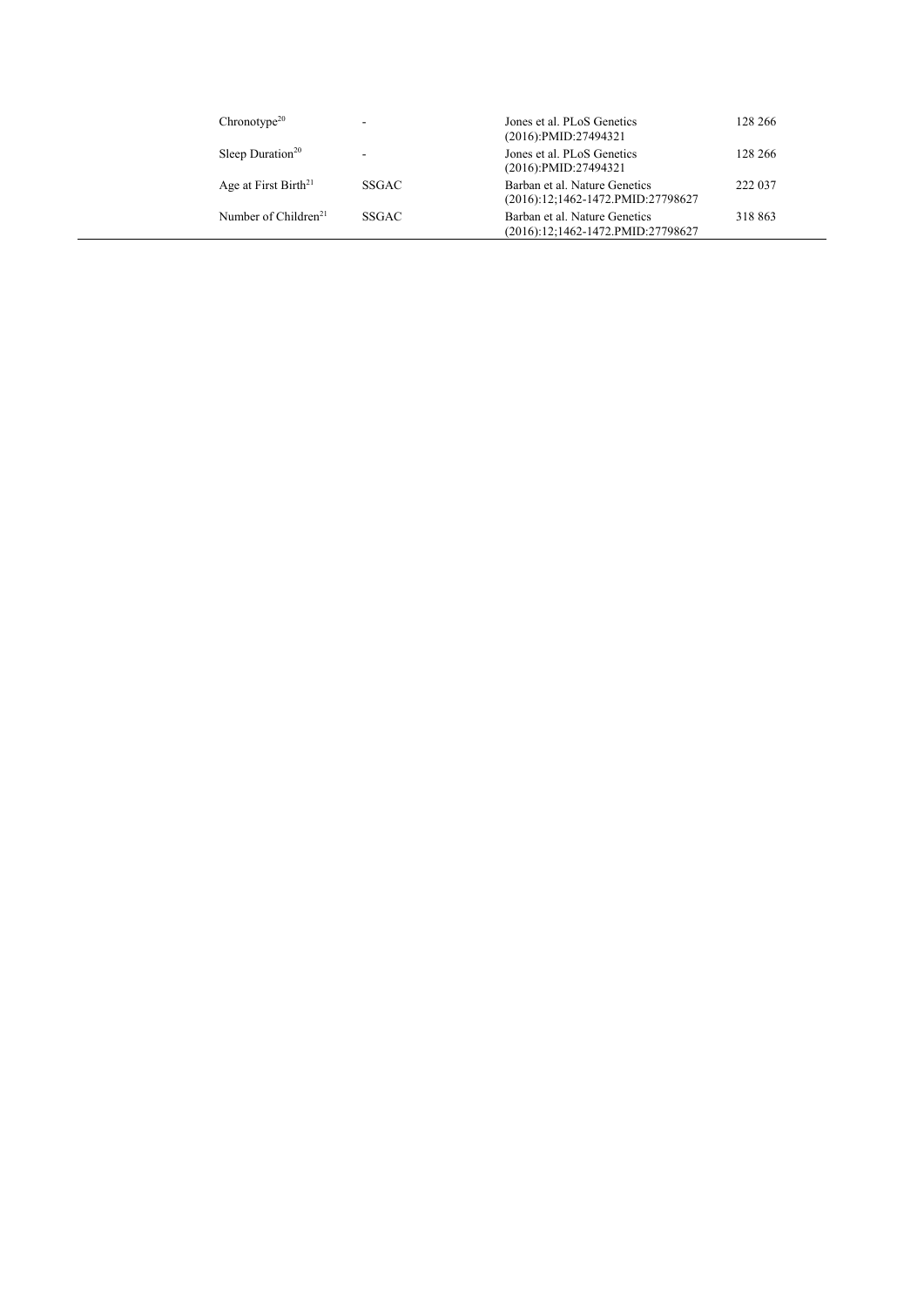| | | | |
|---|---|---|---|
| Chronotype[20] | - | Jones et al. PLoS Genetics (2016):PMID:27494321 | 128 266 |
| Sleep Duration[20] | - | Jones et al. PLoS Genetics (2016):PMID:27494321 | 128 266 |
| Age at First Birth[21] | SSGAC | Barban et al. Nature Genetics (2016):12;1462-1472.PMID:27798627 | 222 037 |
| Number of Children[21] | SSGAC | Barban et al. Nature Genetics (2016):12;1462-1472.PMID:27798627 | 318 863 |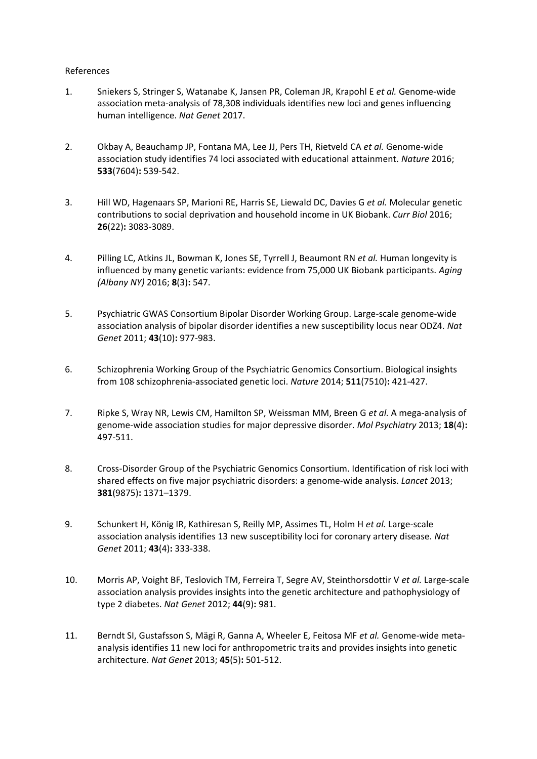References

1. Sniekers S, Stringer S, Watanabe K, Jansen PR, Coleman JR, Krapohl E *et al.* Genome-wide association meta-analysis of 78,308 individuals identifies new loci and genes influencing human intelligence. *Nat Genet* 2017.

2. Okbay A, Beauchamp JP, Fontana MA, Lee JJ, Pers TH, Rietveld CA *et al.* Genome-wide association study identifies 74 loci associated with educational attainment. *Nature* 2016; **533**(7604)**:** 539-542.

3. Hill WD, Hagenaars SP, Marioni RE, Harris SE, Liewald DC, Davies G *et al.* Molecular genetic contributions to social deprivation and household income in UK Biobank. *Curr Biol* 2016; **26**(22)**:** 3083-3089.

4. Pilling LC, Atkins JL, Bowman K, Jones SE, Tyrrell J, Beaumont RN *et al.* Human longevity is influenced by many genetic variants: evidence from 75,000 UK Biobank participants. *Aging (Albany NY)* 2016; **8**(3)**:** 547.

5. Psychiatric GWAS Consortium Bipolar Disorder Working Group. Large-scale genome-wide association analysis of bipolar disorder identifies a new susceptibility locus near ODZ4. *Nat Genet* 2011; **43**(10)**:** 977-983.

6. Schizophrenia Working Group of the Psychiatric Genomics Consortium. Biological insights from 108 schizophrenia-associated genetic loci. *Nature* 2014; **511**(7510)**:** 421-427.

7. Ripke S, Wray NR, Lewis CM, Hamilton SP, Weissman MM, Breen G *et al.* A mega-analysis of genome-wide association studies for major depressive disorder. *Mol Psychiatry* 2013; **18**(4)**:** 497-511.

8. Cross-Disorder Group of the Psychiatric Genomics Consortium. Identification of risk loci with shared effects on five major psychiatric disorders: a genome-wide analysis. *Lancet* 2013; **381**(9875)**:** 1371–1379.

9. Schunkert H, König IR, Kathiresan S, Reilly MP, Assimes TL, Holm H *et al.* Large-scale association analysis identifies 13 new susceptibility loci for coronary artery disease. *Nat Genet* 2011; **43**(4)**:** 333-338.

10. Morris AP, Voight BF, Teslovich TM, Ferreira T, Segre AV, Steinthorsdottir V *et al.* Large-scale association analysis provides insights into the genetic architecture and pathophysiology of type 2 diabetes. *Nat Genet* 2012; **44**(9)**:** 981.

11. Berndt SI, Gustafsson S, Mägi R, Ganna A, Wheeler E, Feitosa MF *et al.* Genome-wide meta-analysis identifies 11 new loci for anthropometric traits and provides insights into genetic architecture. *Nat Genet* 2013; **45**(5)**:** 501-512.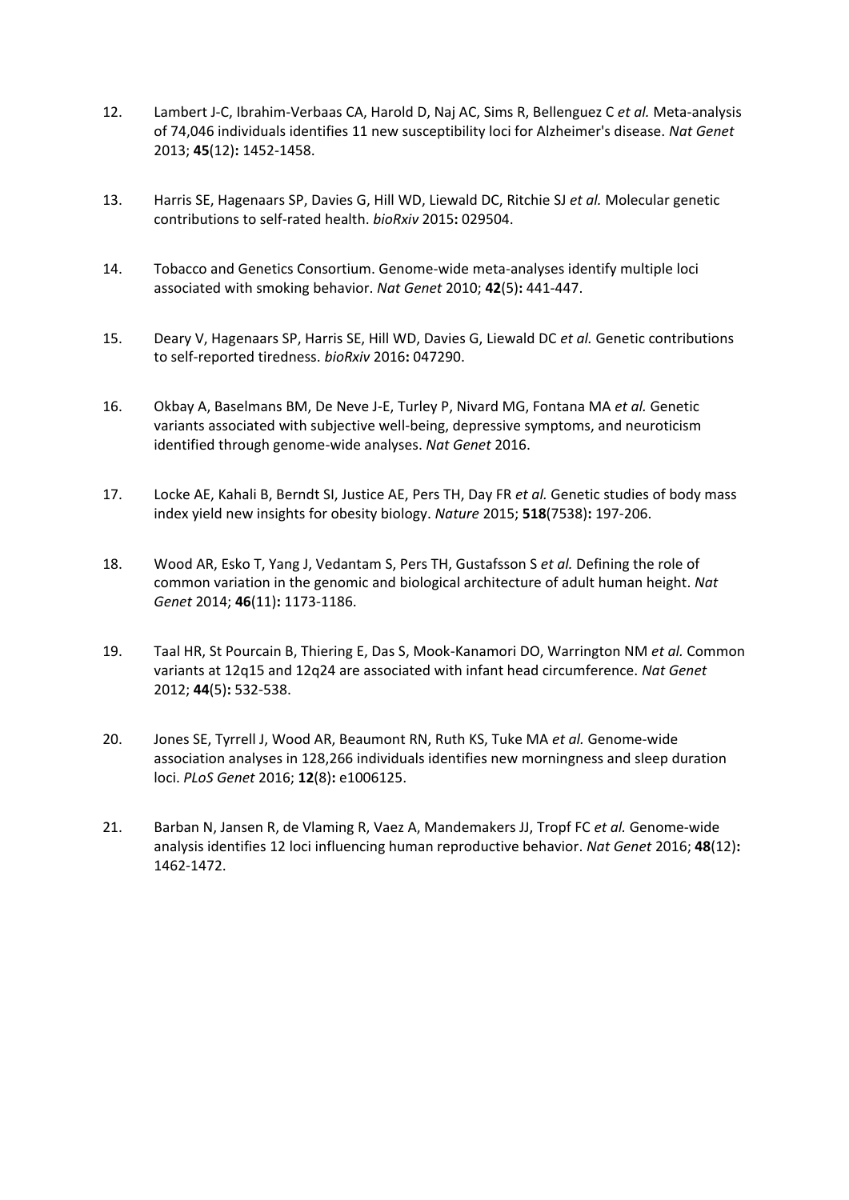12. Lambert J-C, Ibrahim-Verbaas CA, Harold D, Naj AC, Sims R, Bellenguez C *et al.* Meta-analysis of 74,046 individuals identifies 11 new susceptibility loci for Alzheimer's disease. *Nat Genet* 2013; **45**(12)**:** 1452-1458.

13. Harris SE, Hagenaars SP, Davies G, Hill WD, Liewald DC, Ritchie SJ *et al.* Molecular genetic contributions to self-rated health. *bioRxiv* 2015**:** 029504.

14. Tobacco and Genetics Consortium. Genome-wide meta-analyses identify multiple loci associated with smoking behavior. *Nat Genet* 2010; **42**(5)**:** 441-447.

15. Deary V, Hagenaars SP, Harris SE, Hill WD, Davies G, Liewald DC *et al.* Genetic contributions to self-reported tiredness. *bioRxiv* 2016**:** 047290.

16. Okbay A, Baselmans BM, De Neve J-E, Turley P, Nivard MG, Fontana MA *et al.* Genetic variants associated with subjective well-being, depressive symptoms, and neuroticism identified through genome-wide analyses. *Nat Genet* 2016.

17. Locke AE, Kahali B, Berndt SI, Justice AE, Pers TH, Day FR *et al.* Genetic studies of body mass index yield new insights for obesity biology. *Nature* 2015; **518**(7538)**:** 197-206.

18. Wood AR, Esko T, Yang J, Vedantam S, Pers TH, Gustafsson S *et al.* Defining the role of common variation in the genomic and biological architecture of adult human height. *Nat Genet* 2014; **46**(11)**:** 1173-1186.

19. Taal HR, St Pourcain B, Thiering E, Das S, Mook-Kanamori DO, Warrington NM *et al.* Common variants at 12q15 and 12q24 are associated with infant head circumference. *Nat Genet* 2012; **44**(5)**:** 532-538.

20. Jones SE, Tyrrell J, Wood AR, Beaumont RN, Ruth KS, Tuke MA *et al.* Genome-wide association analyses in 128,266 individuals identifies new morningness and sleep duration loci. *PLoS Genet* 2016; **12**(8)**:** e1006125.

21. Barban N, Jansen R, de Vlaming R, Vaez A, Mandemakers JJ, Tropf FC *et al.* Genome-wide analysis identifies 12 loci influencing human reproductive behavior. *Nat Genet* 2016; **48**(12)**:** 1462-1472.